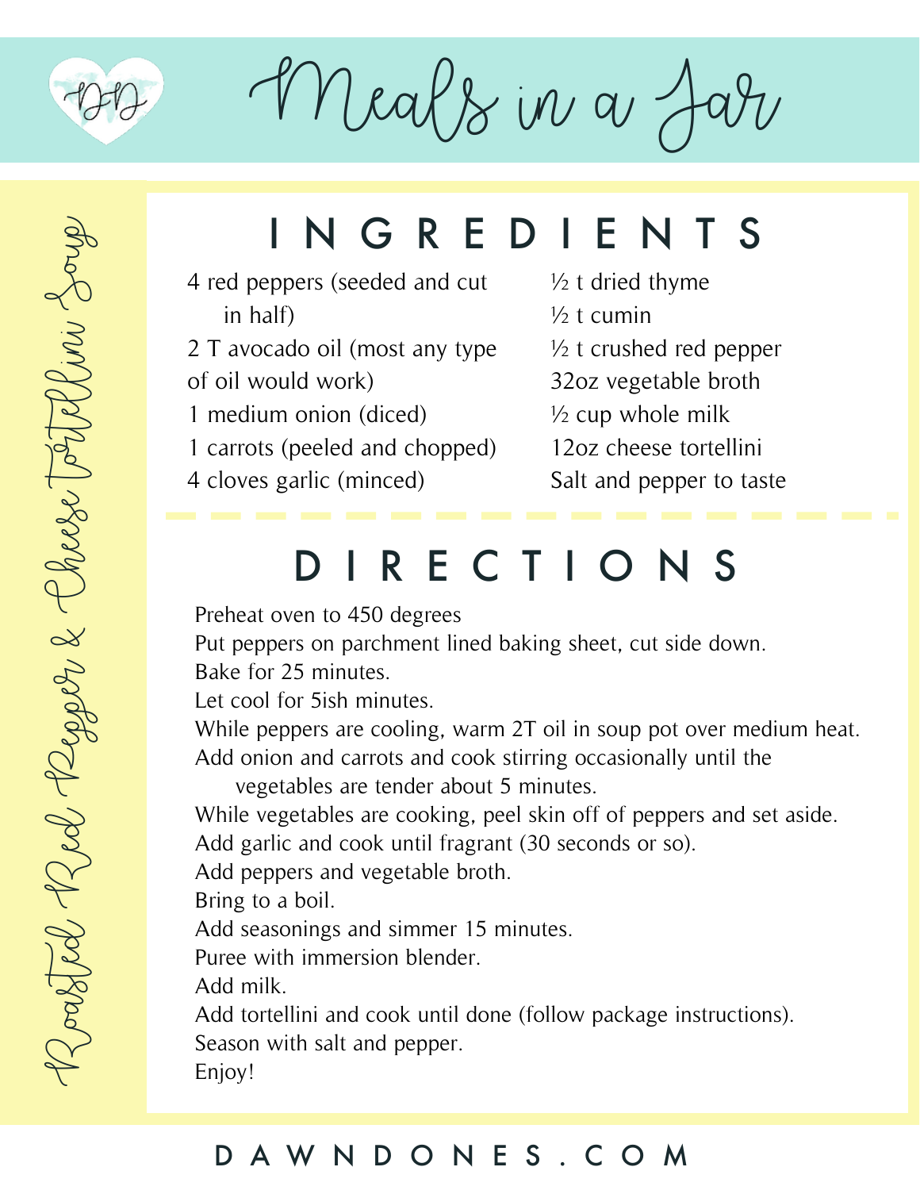# Meals in a Jar

## Roasted Red Pepper & Cheese Tortellini Soup

## INGREDIENTS

- 4 red peppers (seeded and cut in half)
- 2 T avocado oil (most any type of oil would work)
- 1 medium onion (diced)
- 1 carrots (peeled and chopped)
- 4 cloves garlic (minced)
- ½ t dried thyme
- ½ t cumin
- ½ t crushed red pepper
- 32oz vegetable broth
- ½ cup whole milk
- 12oz cheese tortellini
- Salt and pepper to taste

## DIRECTIONS

Preheat oven to 450 degrees
Put peppers on parchment lined baking sheet, cut side down.
Bake for 25 minutes.
Let cool for 5ish minutes.
While peppers are cooling, warm 2T oil in soup pot over medium heat.
Add onion and carrots and cook stirring occasionally until the vegetables are tender about 5 minutes.
While vegetables are cooking, peel skin off of peppers and set aside.
Add garlic and cook until fragrant (30 seconds or so).
Add peppers and vegetable broth.
Bring to a boil.
Add seasonings and simmer 15 minutes.
Puree with immersion blender.
Add milk.
Add tortellini and cook until done (follow package instructions).
Season with salt and pepper.
Enjoy!

DAWNDONES.COM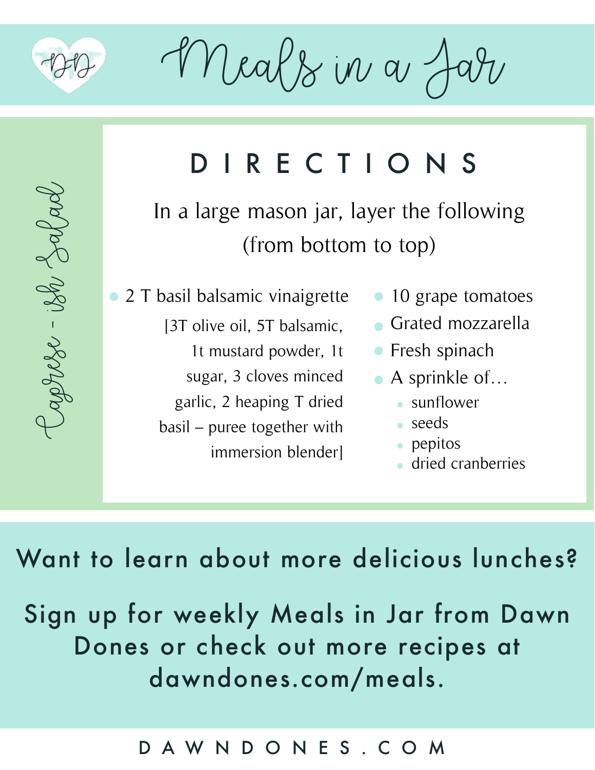# Meals in a Jar

*Caprese - ish Salad*

## DIRECTIONS

In a large mason jar, layer the following (from bottom to top)

- 2 T basil balsamic vinaigrette
  [3T olive oil, 5T balsamic, 1t mustard powder, 1t sugar, 3 cloves minced garlic, 2 heaping T dried basil – puree together with immersion blender]
- 10 grape tomatoes
- Grated mozzarella
- Fresh spinach
- A sprinkle of…
  - sunflower
  - seeds
  - pepitos
  - dried cranberries

Want to learn about more delicious lunches?

Sign up for weekly Meals in Jar from Dawn Dones or check out more recipes at dawndones.com/meals.

DAWNDONES.COM